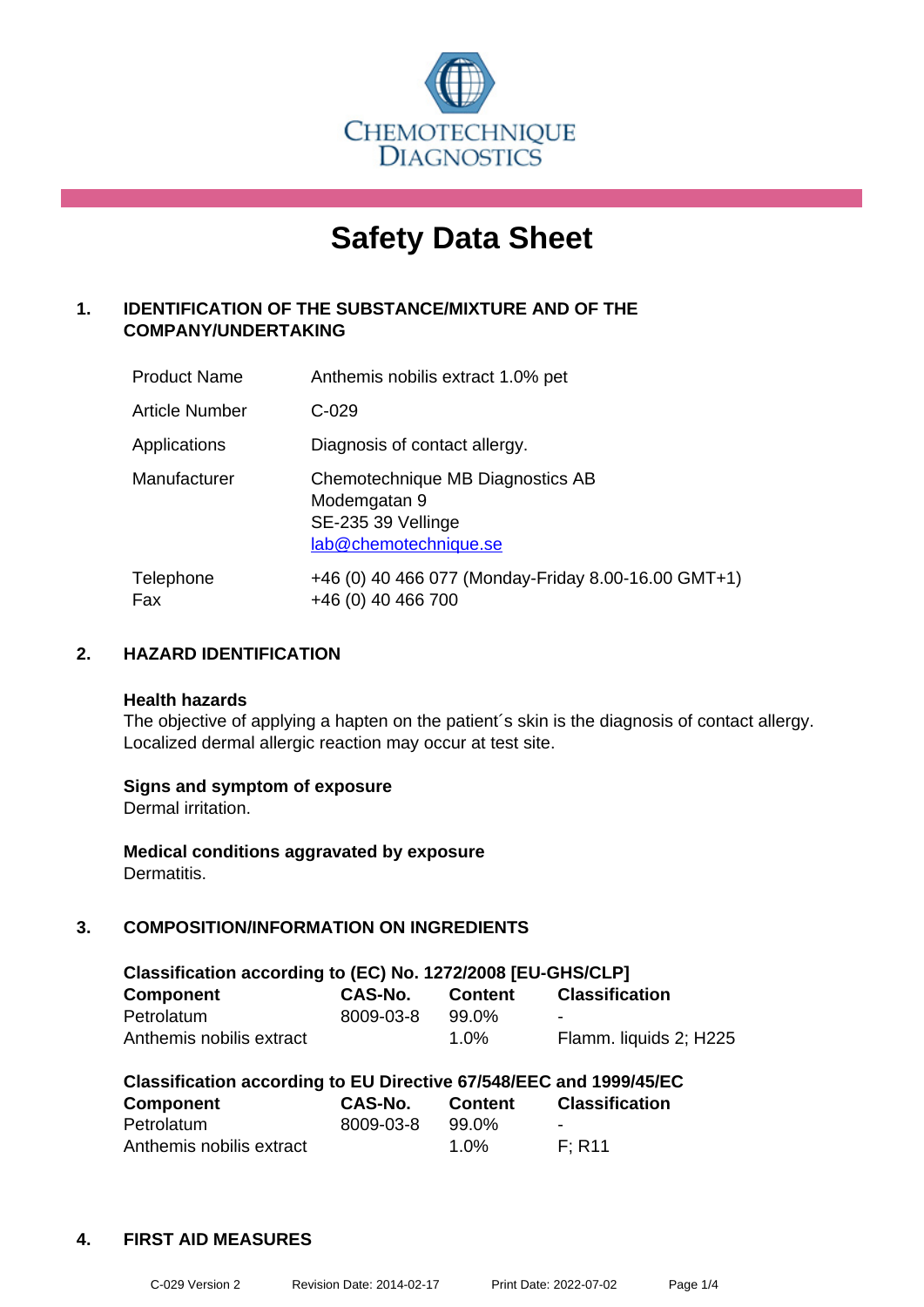CHEMOTECHNIQUE DIAGNOSTICS

# Safety Data Sheet

## 1. IDENTIFICATION OF THE SUBSTANCE/MIXTURE AND OF THE COMPANY/UNDERTAKING

| | |
|---|---|
| Product Name | Anthemis nobilis extract 1.0% pet |
| Article Number | C-029 |
| Applications | Diagnosis of contact allergy. |
| Manufacturer | Chemotechnique MB Diagnostics AB<br>Modemgatan 9<br>SE-235 39 Vellinge<br>lab@chemotechnique.se |
| Telephone<br>Fax | +46 (0) 40 466 077 (Monday-Friday 8.00-16.00 GMT+1)<br>+46 (0) 40 466 700 |

## 2. HAZARD IDENTIFICATION

**Health hazards**
The objective of applying a hapten on the patient´s skin is the diagnosis of contact allergy. Localized dermal allergic reaction may occur at test site.

**Signs and symptom of exposure**
Dermal irritation.

**Medical conditions aggravated by exposure**
Dermatitis.

## 3. COMPOSITION/INFORMATION ON INGREDIENTS

**Classification according to (EC) No. 1272/2008 [EU-GHS/CLP]**

| Component | CAS-No. | Content | Classification |
|---|---|---|---|
| Petrolatum | 8009-03-8 | 99.0% | - |
| Anthemis nobilis extract | | 1.0% | Flamm. liquids 2; H225 |

**Classification according to EU Directive 67/548/EEC and 1999/45/EC**

| Component | CAS-No. | Content | Classification |
|---|---|---|---|
| Petrolatum | 8009-03-8 | 99.0% | - |
| Anthemis nobilis extract | | 1.0% | F; R11 |

## 4. FIRST AID MEASURES

C-029 Version 2 Revision Date: 2014-02-17 Print Date: 2022-07-02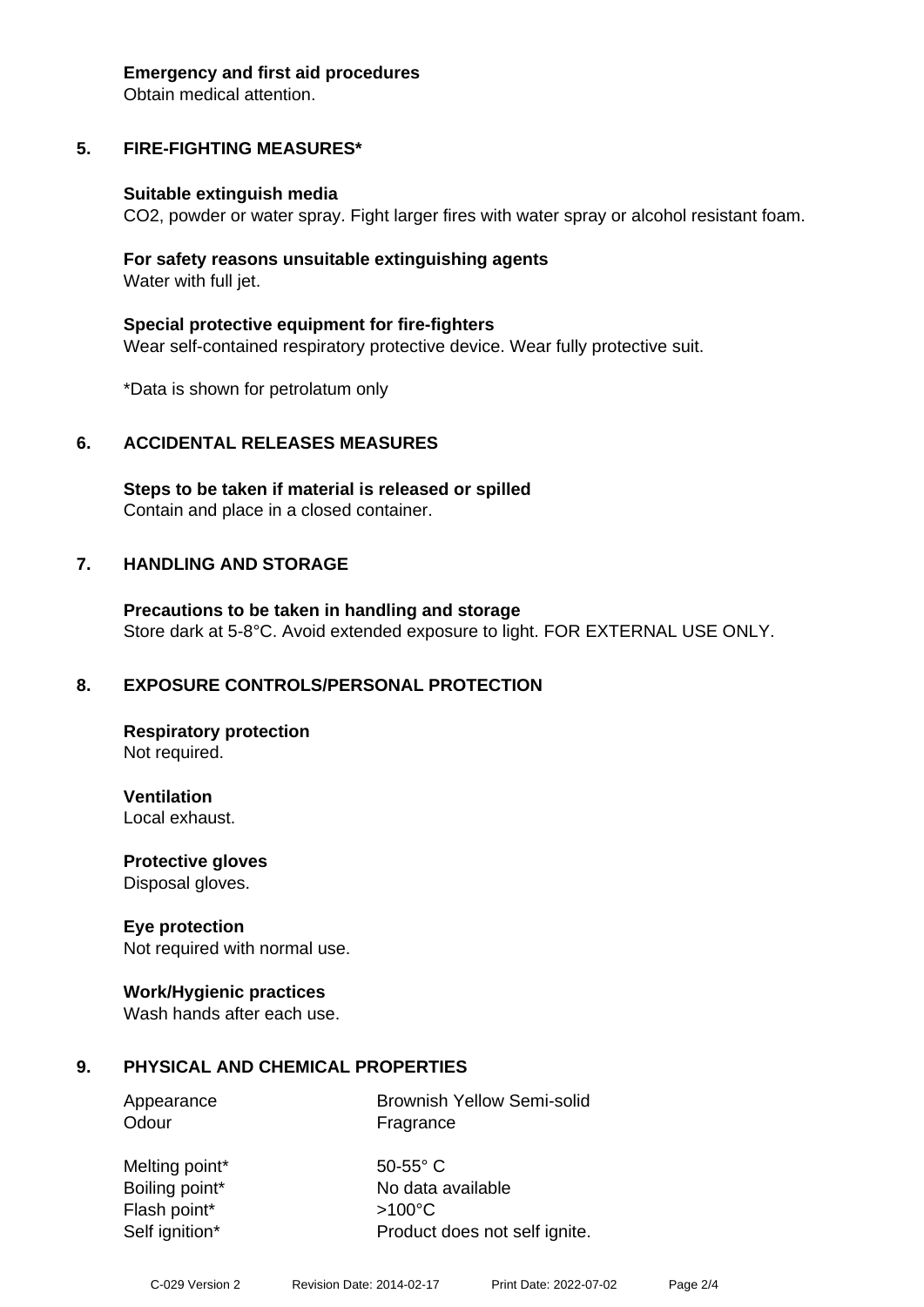**Emergency and first aid procedures**
Obtain medical attention.

## 5. FIRE-FIGHTING MEASURES*

**Suitable extinguish media**
$CO_2$, powder or water spray. Fight larger fires with water spray or alcohol resistant foam.

**For safety reasons unsuitable extinguishing agents**
Water with full jet.

**Special protective equipment for fire-fighters**
Wear self-contained respiratory protective device. Wear fully protective suit.

*Data is shown for petrolatum only

## 6. ACCIDENTAL RELEASES MEASURES

**Steps to be taken if material is released or spilled**
Contain and place in a closed container.

## 7. HANDLING AND STORAGE

**Precautions to be taken in handling and storage**
Store dark at 5-8°C. Avoid extended exposure to light. FOR EXTERNAL USE ONLY.

## 8. EXPOSURE CONTROLS/PERSONAL PROTECTION

**Respiratory protection**
Not required.

**Ventilation**
Local exhaust.

**Protective gloves**
Disposal gloves.

**Eye protection**
Not required with normal use.

**Work/Hygienic practices**
Wash hands after each use.

## 9. PHYSICAL AND CHEMICAL PROPERTIES

| | |
|---|---|
| Appearance | Brownish Yellow Semi-solid |
| Odour | Fragrance |
| Melting point* | 50-55° C |
| Boiling point* | No data available |
| Flash point* | >100°C |
| Self ignition* | Product does not self ignite. |

C-029 Version 2 Revision Date: 2014-02-17 Print Date: 2022-07-02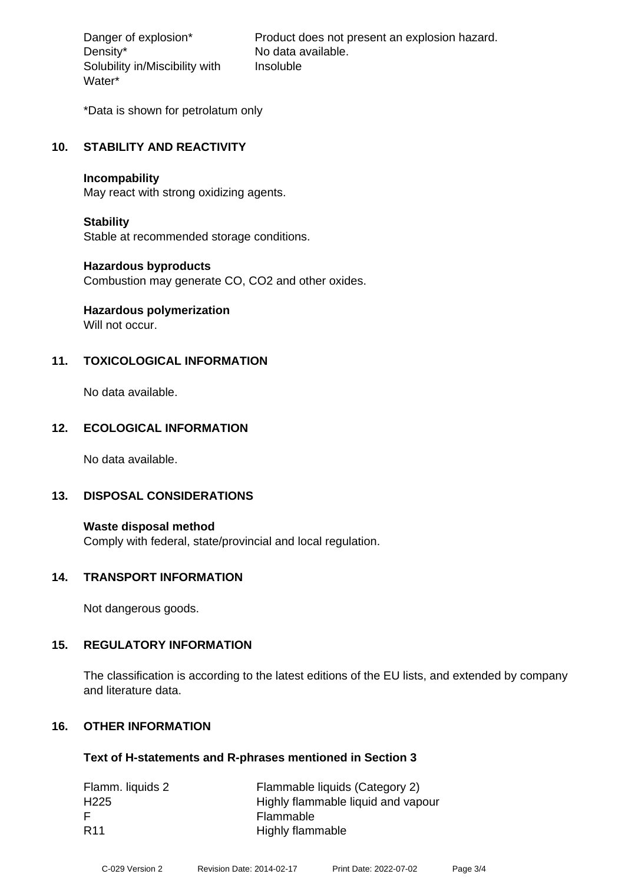| | |
|---|---|
| Danger of explosion* | Product does not present an explosion hazard. |
| Density* | No data available. |
| Solubility in/Miscibility with Water* | Insoluble |

*Data is shown for petrolatum only

## 10. STABILITY AND REACTIVITY

**Incompability**
May react with strong oxidizing agents.

**Stability**
Stable at recommended storage conditions.

**Hazardous byproducts**
Combustion may generate CO, $CO_2$ and other oxides.

**Hazardous polymerization**
Will not occur.

## 11. TOXICOLOGICAL INFORMATION

No data available.

## 12. ECOLOGICAL INFORMATION

No data available.

## 13. DISPOSAL CONSIDERATIONS

**Waste disposal method**
Comply with federal, state/provincial and local regulation.

## 14. TRANSPORT INFORMATION

Not dangerous goods.

## 15. REGULATORY INFORMATION

The classification is according to the latest editions of the EU lists, and extended by company and literature data.

## 16. OTHER INFORMATION

**Text of H-statements and R-phrases mentioned in Section 3**

| | |
|---|---|
| Flamm. liquids 2 | Flammable liquids (Category 2) |
| H225 | Highly flammable liquid and vapour |
| F | Flammable |
| R11 | Highly flammable |

C-029 Version 2 Revision Date: 2014-02-17 Print Date: 2022-07-02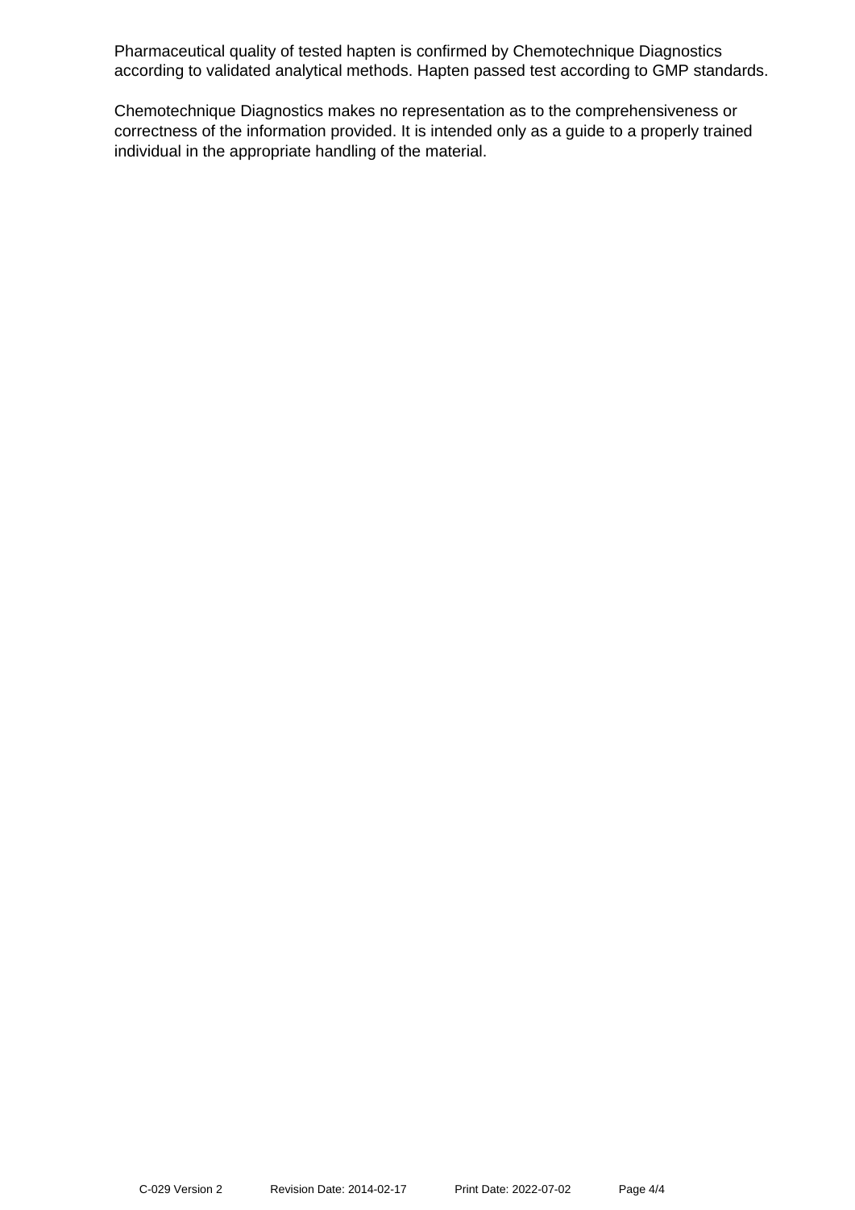Pharmaceutical quality of tested hapten is confirmed by Chemotechnique Diagnostics according to validated analytical methods. Hapten passed test according to GMP standards.

Chemotechnique Diagnostics makes no representation as to the comprehensiveness or correctness of the information provided. It is intended only as a guide to a properly trained individual in the appropriate handling of the material.